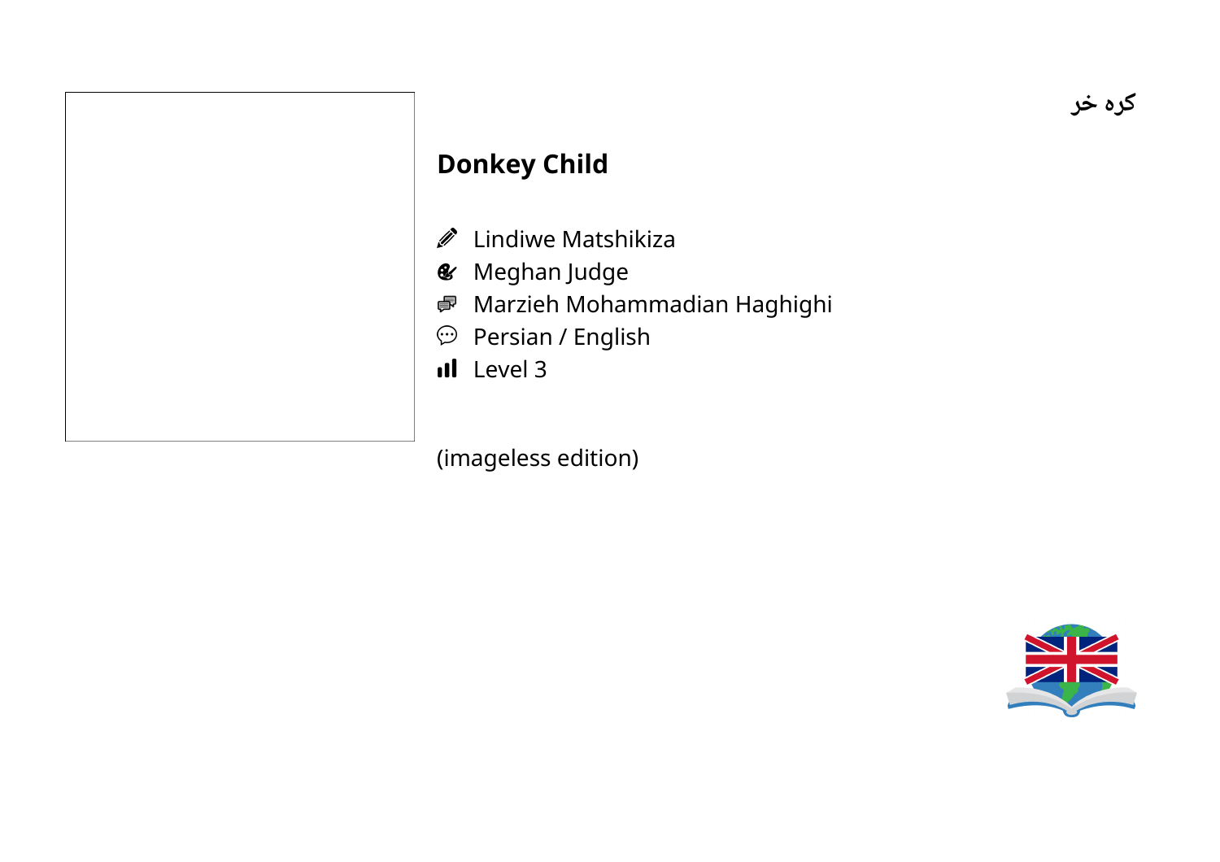کره خر

# Donkey Child

- Lindiwe Matshikiza
- Meghan Judge
- Marzieh Mohammadian Haghighi
- Persian / English
- Level 3

(imageless edition)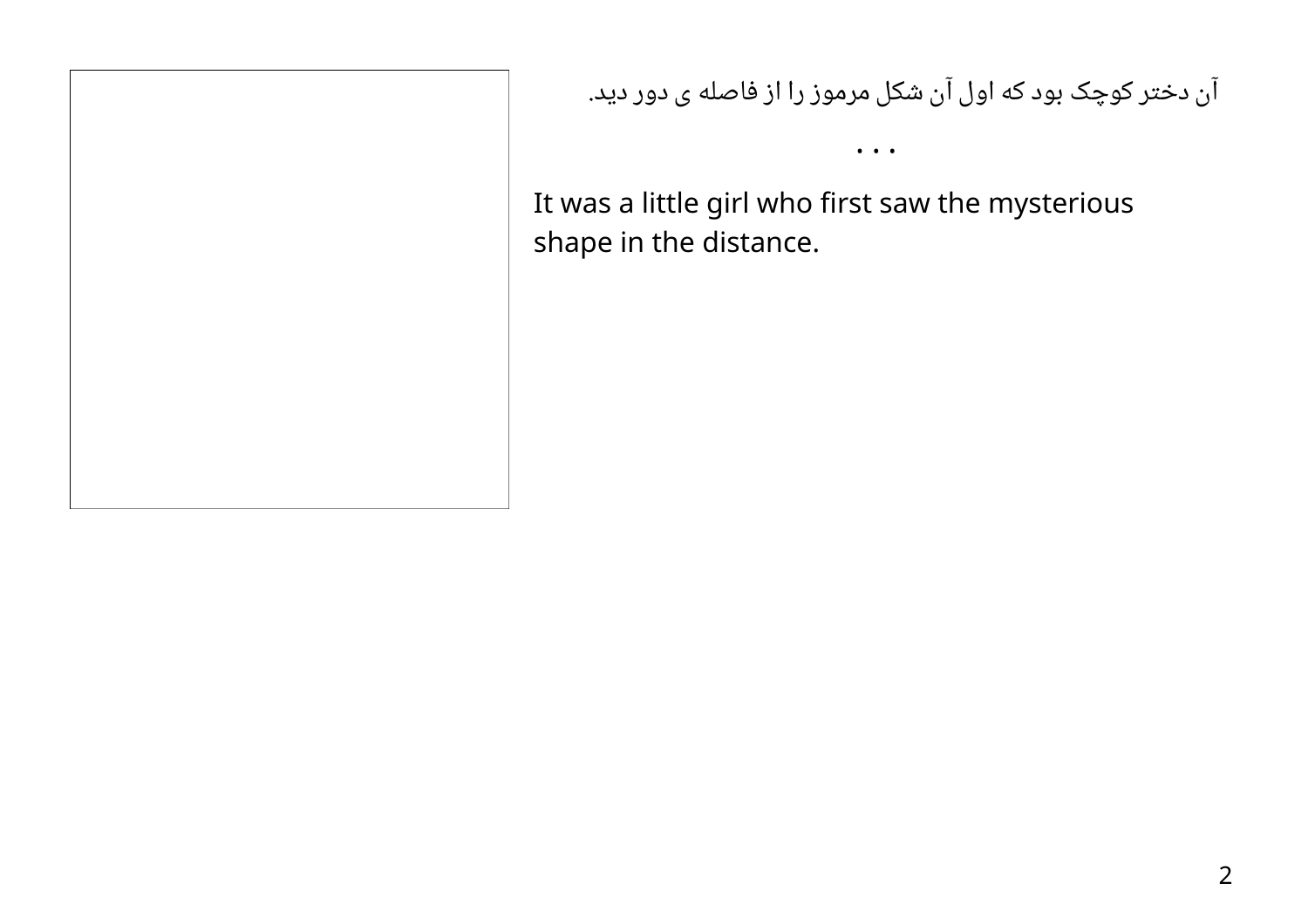آن دختر کوچک بود که اول آن شکل مرموز را از فاصله ی دور دید.

• • •

It was a little girl who first saw the mysterious shape in the distance.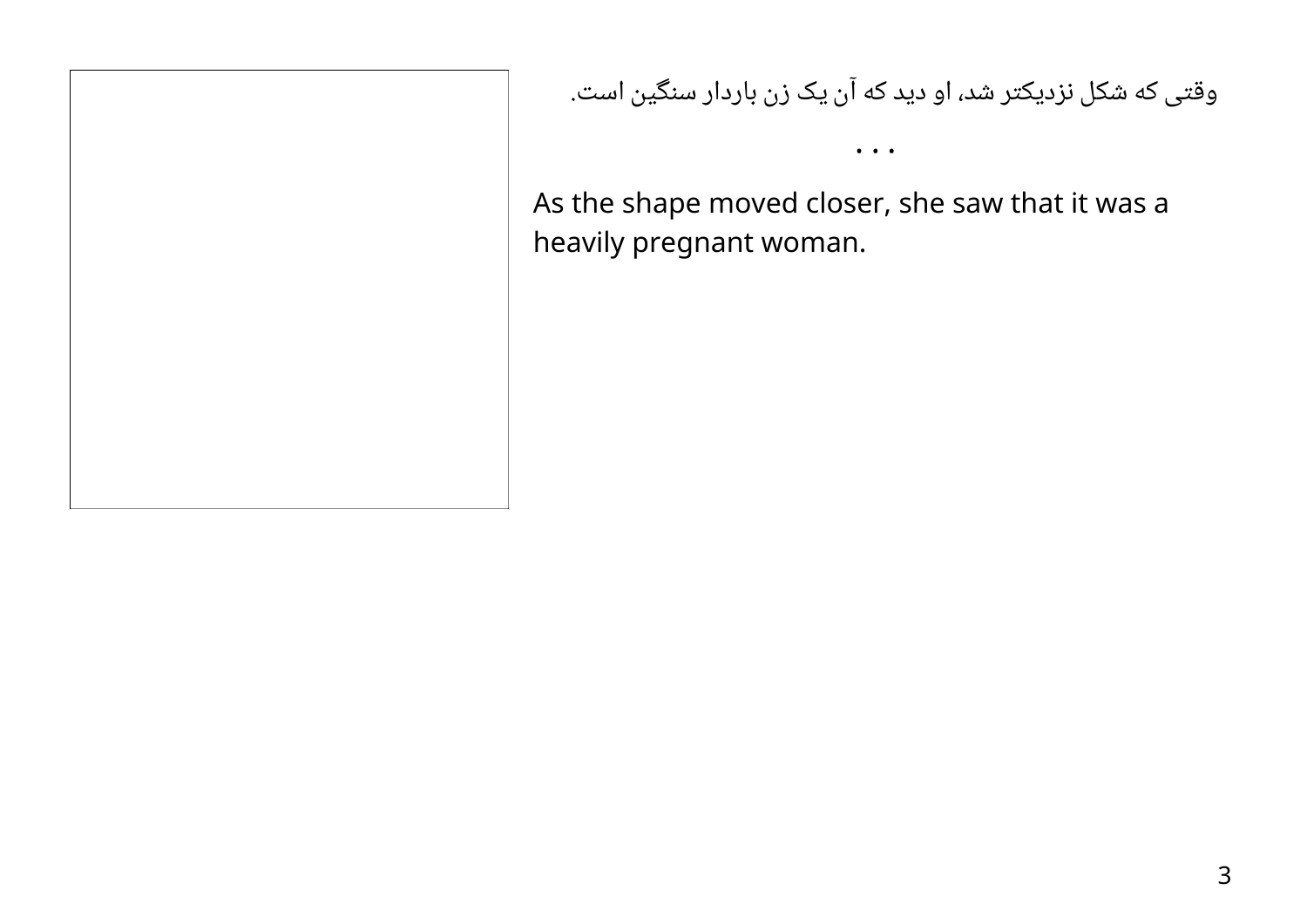وقتی که شکل نزدیکتر شد، او دید که آن یک زن باردار سنگین است.

• • •

As the shape moved closer, she saw that it was a heavily pregnant woman.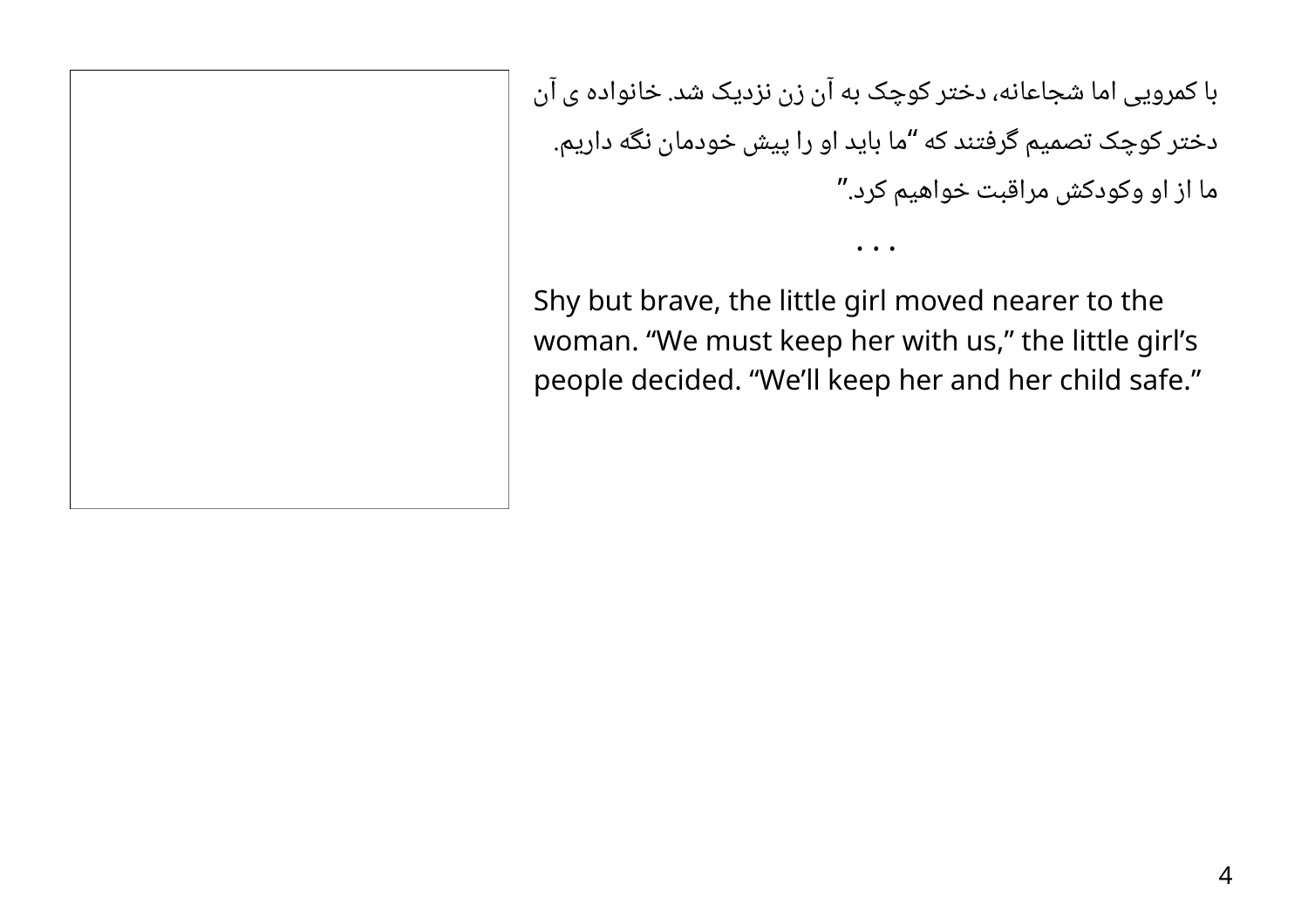با کمرویی اما شجاعانه، دختر کوچک به آن زن نزدیک شد. خانواده ی آن دختر کوچک تصمیم گرفتند که "ما باید او را پیش خودمان نگه داریم. ما از او وکودکش مراقبت خواهیم کرد."

• • •

Shy but brave, the little girl moved nearer to the woman. “We must keep her with us,” the little girl’s people decided. “We’ll keep her and her child safe.”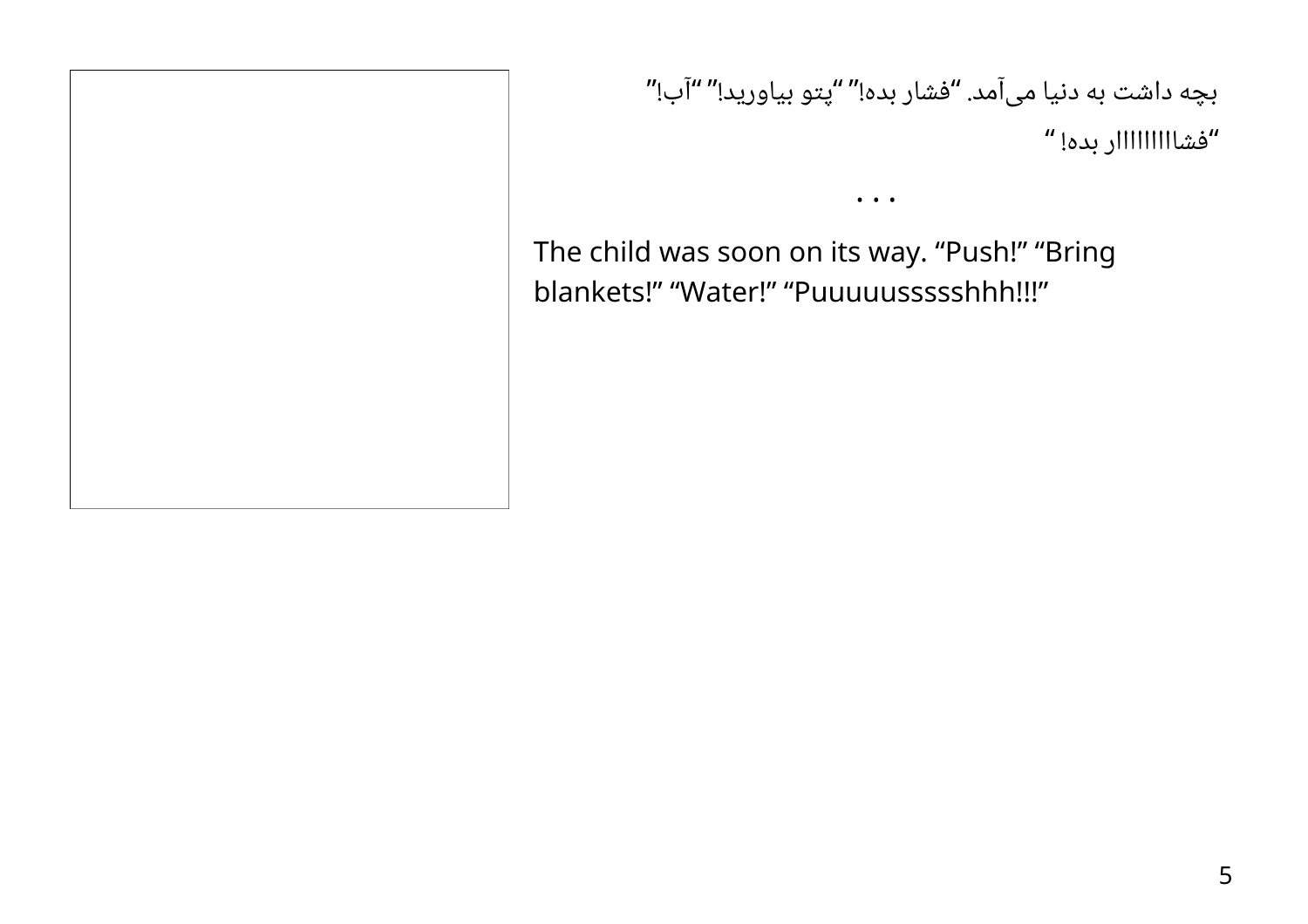بچه داشت به دنیا می‌آمد. “فشار بده!” “پتو بیاورید!” “آب!” “فشاااااااار بده! “

. . .

The child was soon on its way. “Push!” “Bring blankets!” “Water!” “Puuuuussssshhh!!!”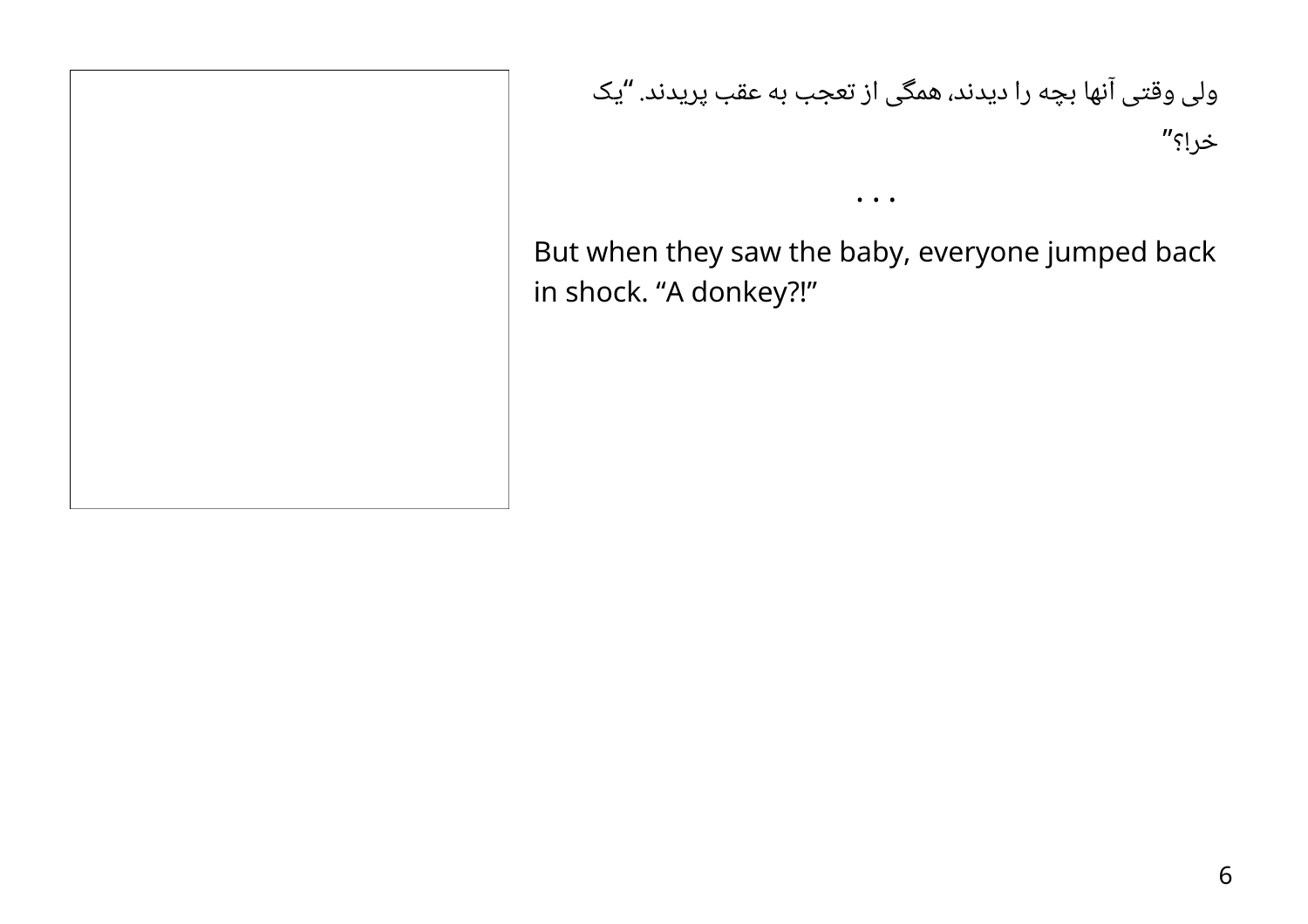ولی وقتی آنها بچه را دیدند، همگی از تعجب به عقب پریدند. "یک خر!؟"

• • •

But when they saw the baby, everyone jumped back in shock. “A donkey?!”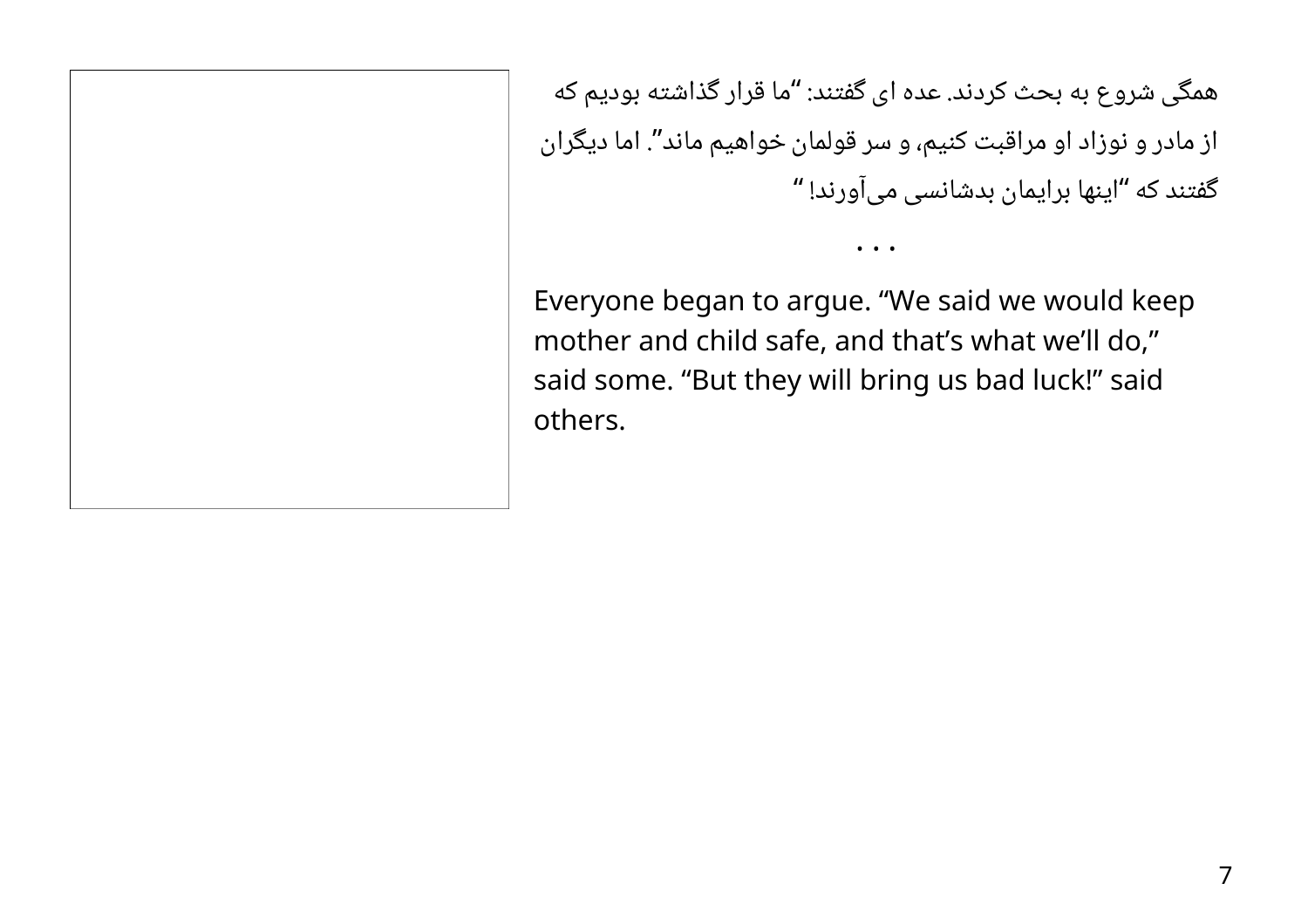همگی شروع به بحث کردند. عده ای گفتند: "ما قرار گذاشته بودیم که از مادر و نوزاد او مراقبت کنیم، و سر قولمان خواهیم ماند". اما دیگران گفتند که "اینها برایمان بدشانسی می‌آورند! "

• • •

Everyone began to argue. “We said we would keep mother and child safe, and that’s what we’ll do,” said some. “But they will bring us bad luck!” said others.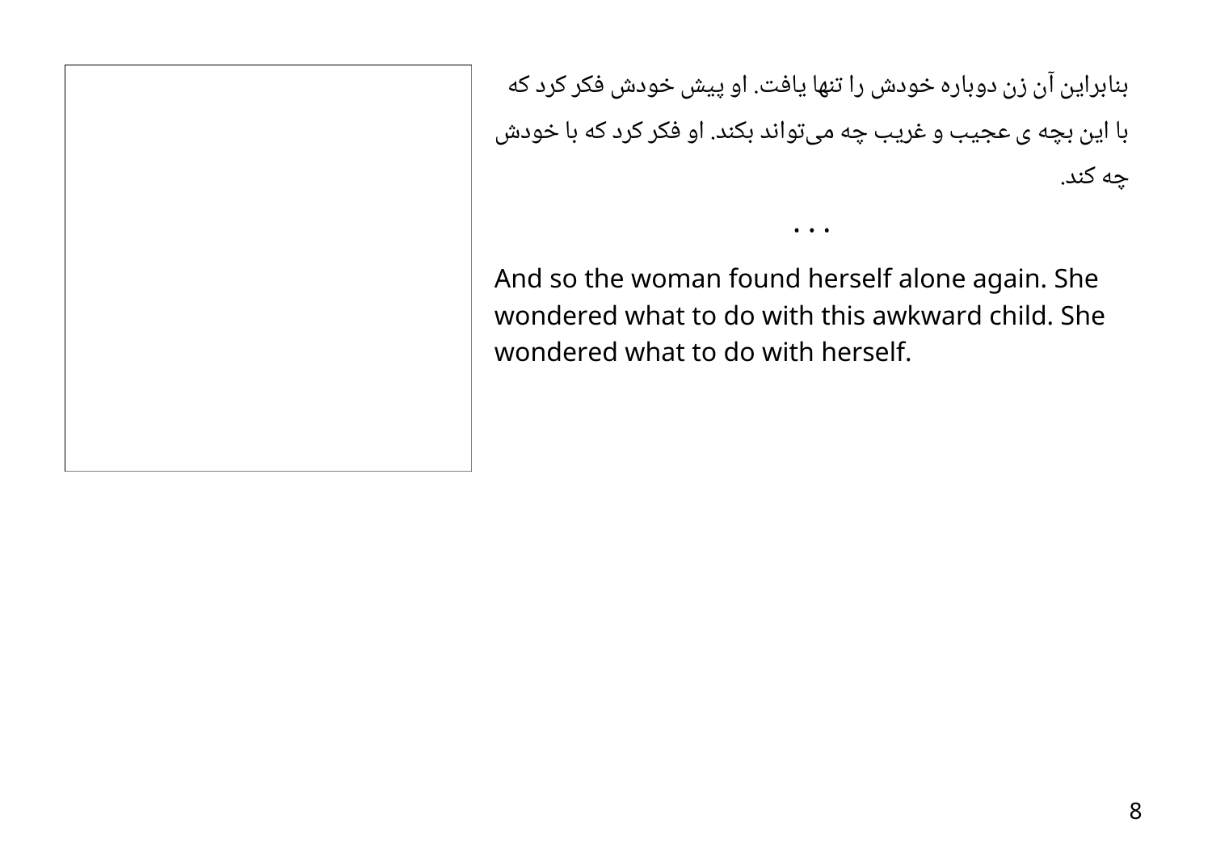بنابراین آن زن دوباره خودش را تنها یافت. او پیش خودش فکر کرد که با این بچه ی عجیب و غریب چه می‌تواند بکند. او فکر کرد که با خودش چه کند.

• • •

And so the woman found herself alone again. She wondered what to do with this awkward child. She wondered what to do with herself.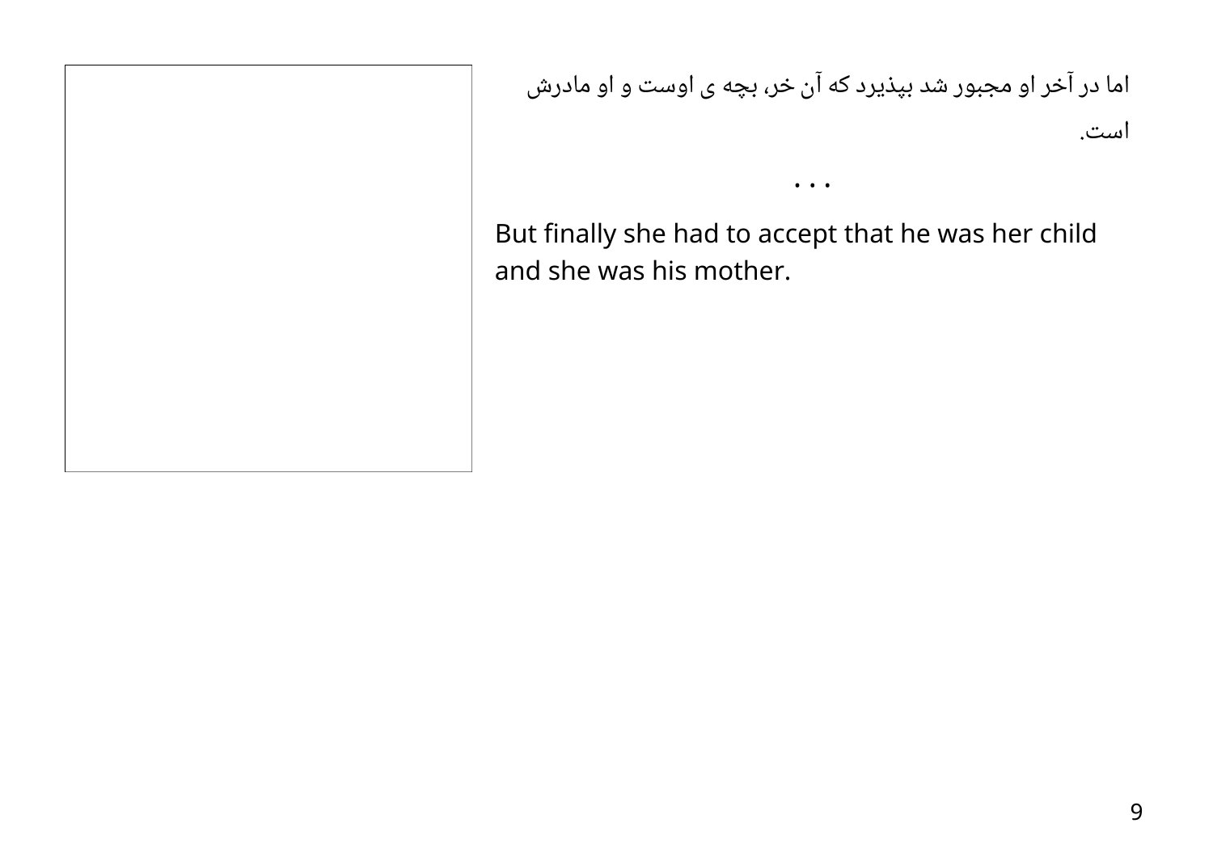اما در آخر او مجبور شد بپذیرد که آن خر، بچه ی اوست و او مادرش است.

• • •

But finally she had to accept that he was her child and she was his mother.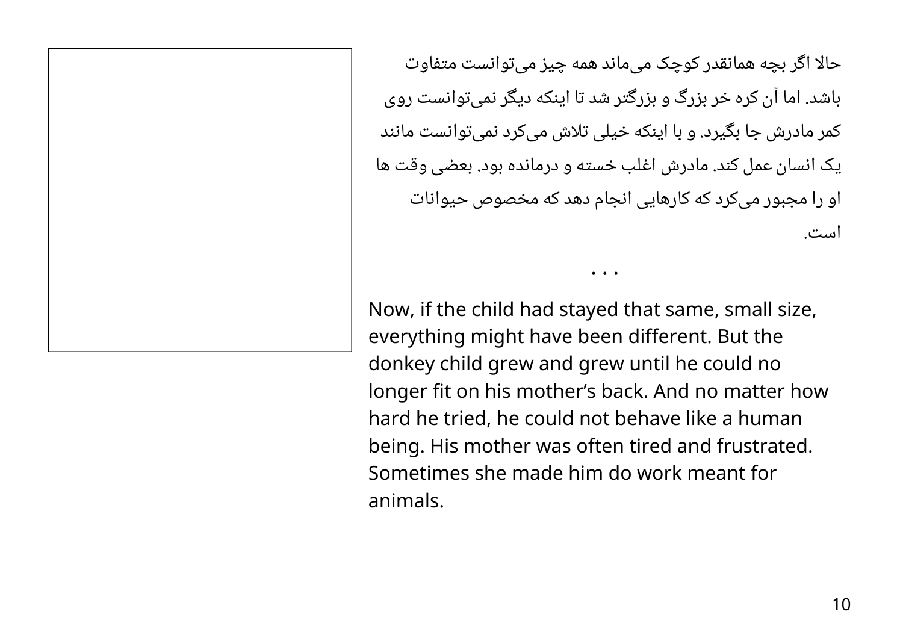حالا اگر بچه همانقدر کوچک می‌ماند همه چیز می‌توانست متفاوت باشد. اما آن کره خر بزرگ و بزرگتر شد تا اینکه دیگر نمی‌توانست روی کمر مادرش جا بگیرد. و با اینکه خیلی تلاش می‌کرد نمی‌توانست مانند یک انسان عمل کند. مادرش اغلب خسته و درمانده بود. بعضی وقت ها او را مجبور می‌کرد که کارهایی انجام دهد که مخصوص حیوانات است.

• • •

Now, if the child had stayed that same, small size, everything might have been different. But the donkey child grew and grew until he could no longer fit on his mother’s back. And no matter how hard he tried, he could not behave like a human being. His mother was often tired and frustrated. Sometimes she made him do work meant for animals.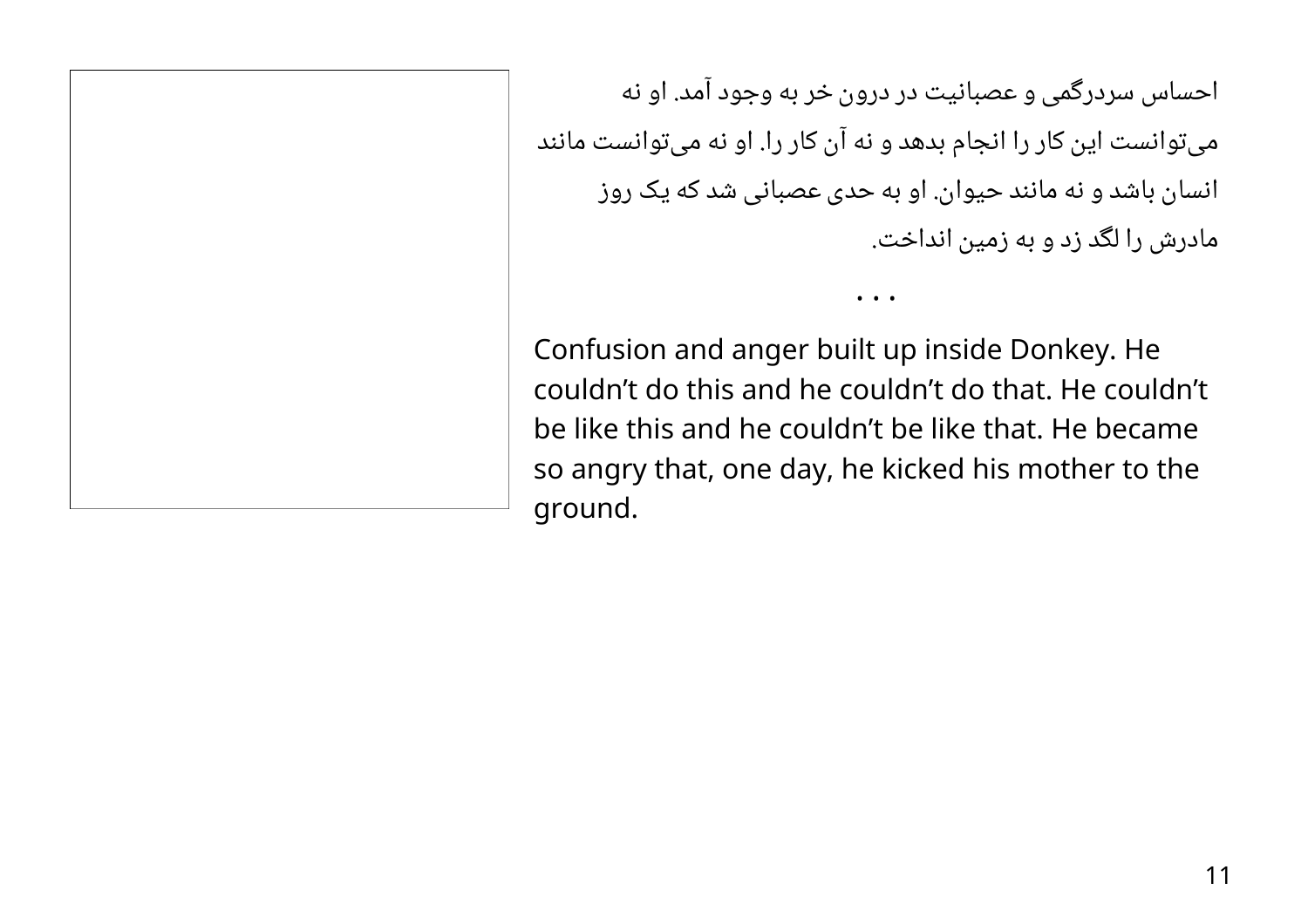احساس سردرگمی و عصبانیت در درون خر به وجود آمد. او نه می‌توانست این کار را انجام بدهد و نه آن کار را. او نه می‌توانست مانند انسان باشد و نه مانند حیوان. او به حدی عصبانی شد که یک روز مادرش را لگد زد و به زمین انداخت.

. . .

Confusion and anger built up inside Donkey. He couldn’t do this and he couldn’t do that. He couldn’t be like this and he couldn’t be like that. He became so angry that, one day, he kicked his mother to the ground.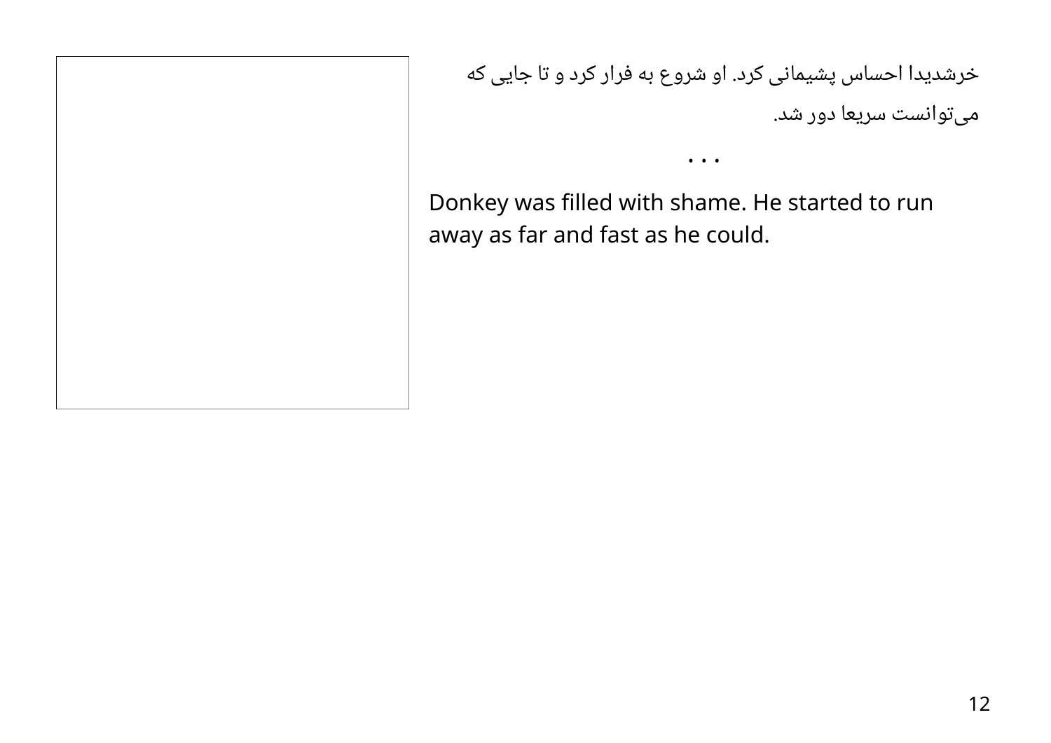خرشدیدا احساس پشیمانی کرد. او شروع به فرار کرد و تا جایی که می‌توانست سریعا دور شد.

• • •

Donkey was filled with shame. He started to run away as far and fast as he could.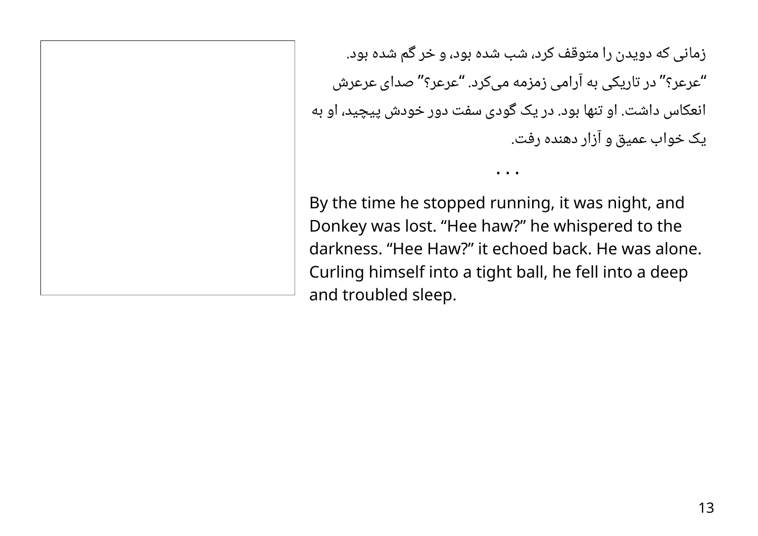زمانی که دویدن را متوقف کرد، شب شده بود، و خر گم شده بود. "عرعر؟" در تاریکی به آرامی زمزمه می‌کرد. "عرعر؟" صدای عرعرش انعکاس داشت. او تنها بود. در یک گودی سفت دور خودش پیچید، او به یک خواب عمیق و آزار دهنده رفت.

• • •

By the time he stopped running, it was night, and Donkey was lost. “Hee haw?” he whispered to the darkness. “Hee Haw?” it echoed back. He was alone. Curling himself into a tight ball, he fell into a deep and troubled sleep.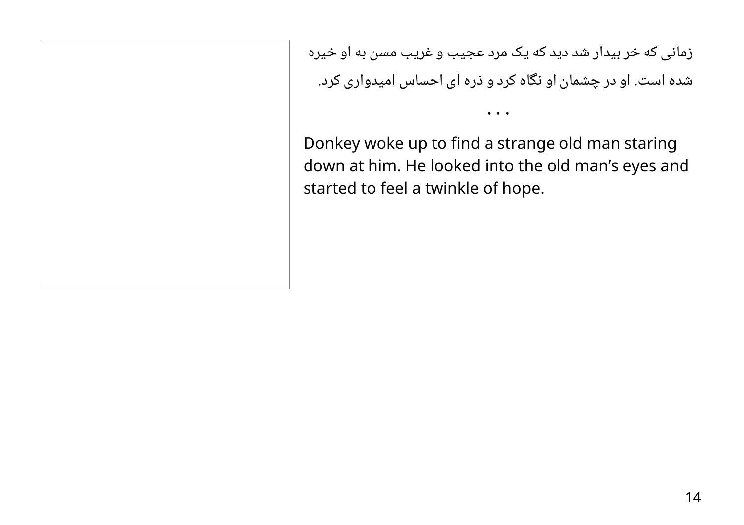زمانی که خر بیدار شد دید که یک مرد عجیب و غریب مسن به او خیره شده است. او در چشمان او نگاه کرد و ذره ای احساس امیدواری کرد.

• • •

Donkey woke up to find a strange old man staring down at him. He looked into the old man’s eyes and started to feel a twinkle of hope.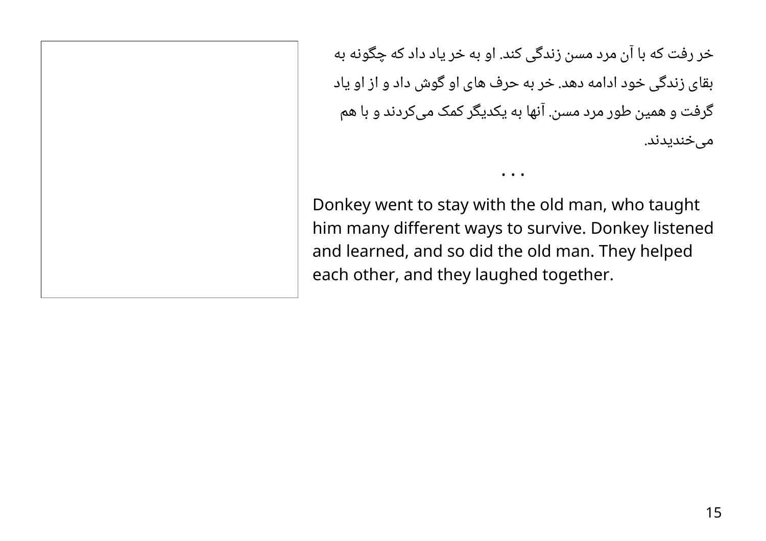خر رفت که با آن مرد مسن زندگی کند. او به خر یاد داد که چگونه به بقای زندگی خود ادامه دهد. خر به حرف های او گوش داد و از او یاد گرفت و همین طور مرد مسن. آنها به یکدیگر کمک می‌کردند و با هم می‌خندیدند.

• • •

Donkey went to stay with the old man, who taught him many different ways to survive. Donkey listened and learned, and so did the old man. They helped each other, and they laughed together.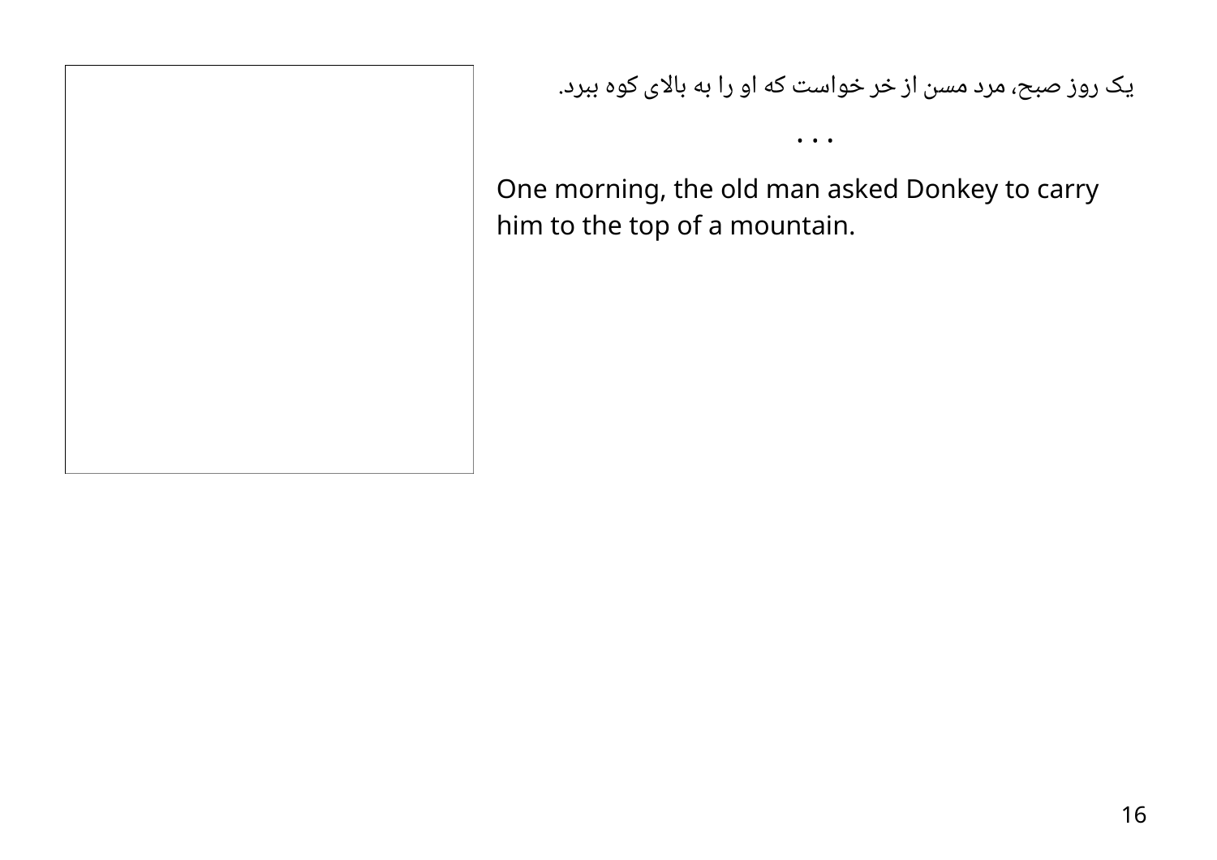یک روز صبح، مرد مسن از خر خواست که او را به بالای کوه ببرد.

• • •

One morning, the old man asked Donkey to carry him to the top of a mountain.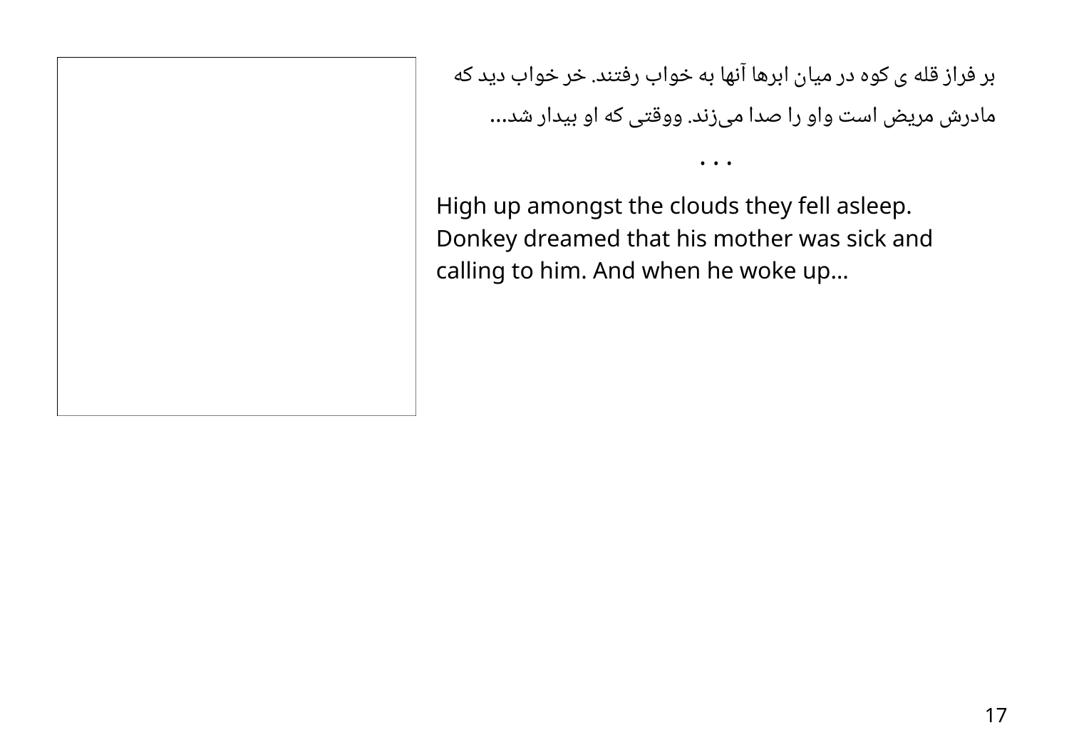بر فراز قله ی کوه در میان ابرها آنها به خواب رفتند. خر خواب دید که مادرش مریض است واو را صدا می‌زند. ووقتی که او بیدار شد...

• • •

High up amongst the clouds they fell asleep. Donkey dreamed that his mother was sick and calling to him. And when he woke up...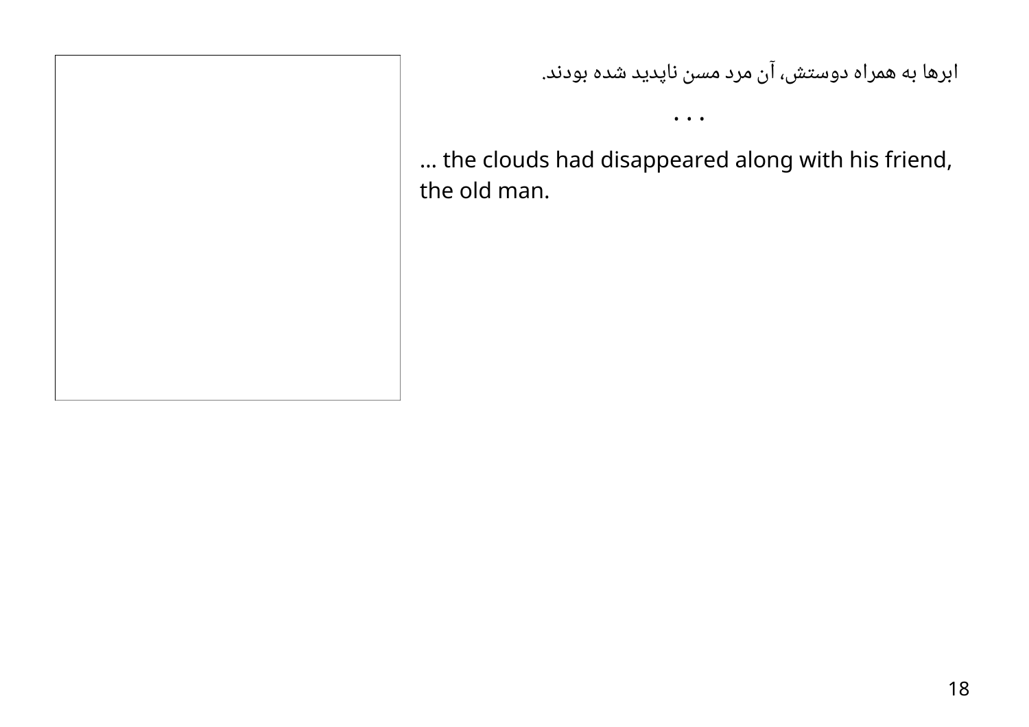ابرها به همراه دوستش، آن مرد مسن ناپدید شده بودند.

. . .

… the clouds had disappeared along with his friend, the old man.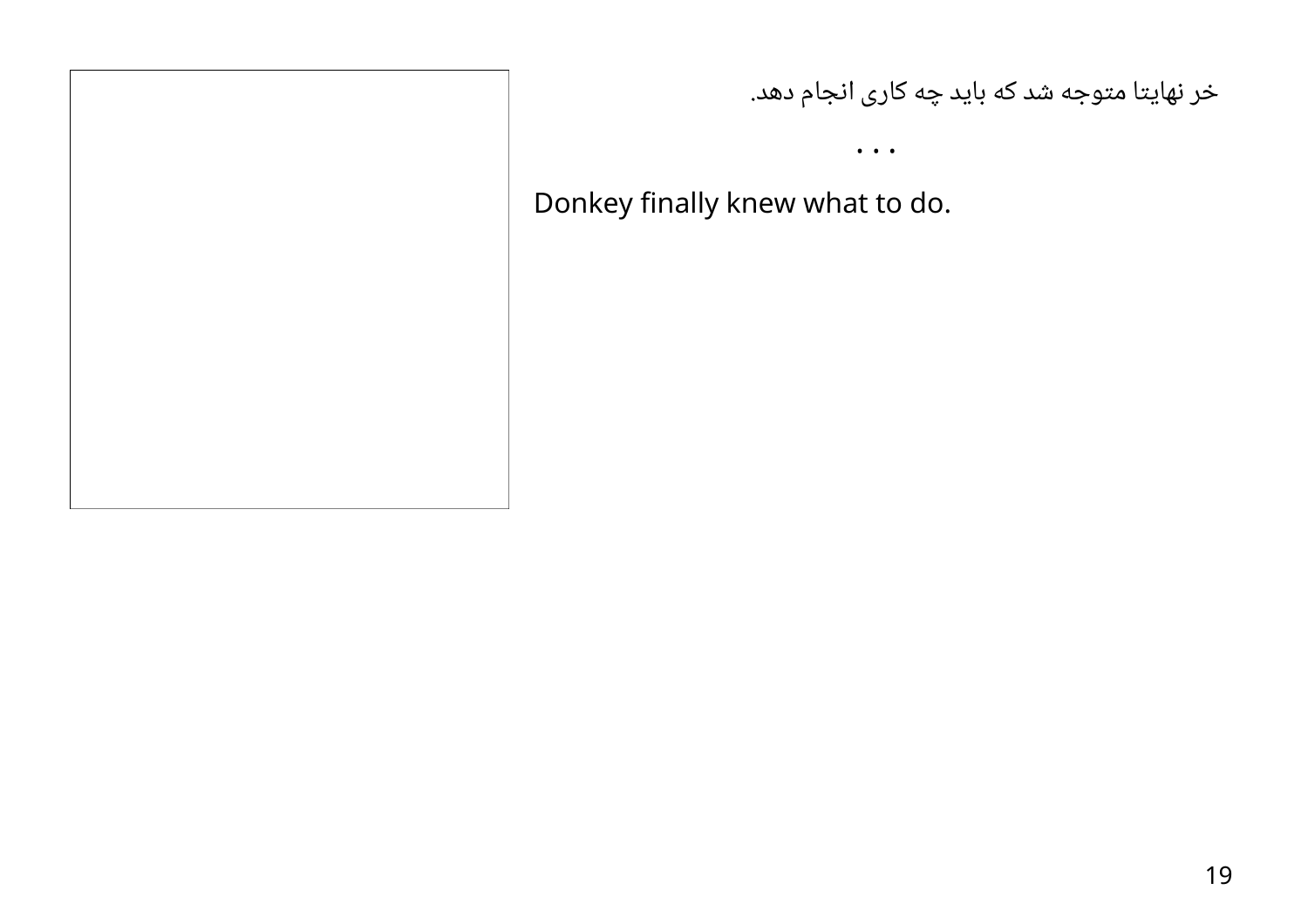خر نهایتا متوجه شد که باید چه کاری انجام دهد.

• • •

Donkey finally knew what to do.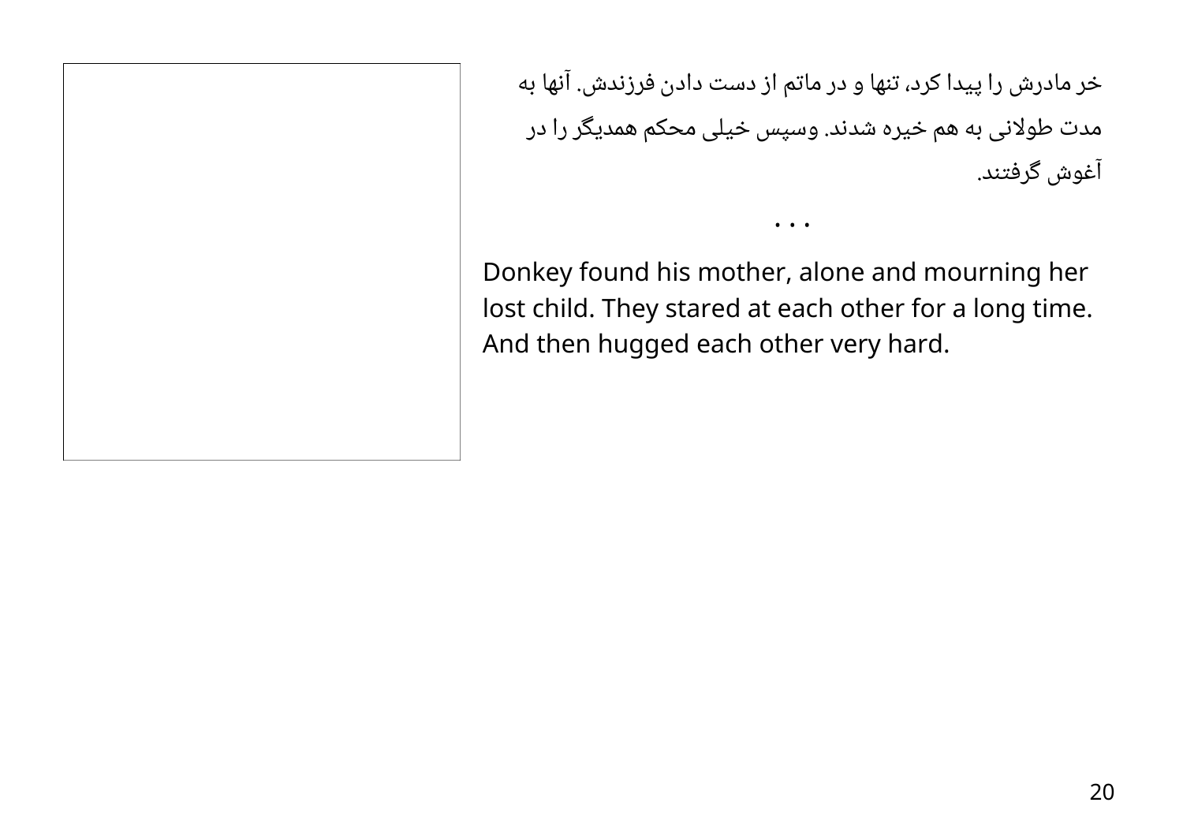خر مادرش را پیدا کرد، تنها و در ماتم از دست دادن فرزندش. آنها به مدت طولانی به هم خیره شدند. وسپس خیلی محکم همدیگر را در آغوش گرفتند.

• • •

Donkey found his mother, alone and mourning her lost child. They stared at each other for a long time. And then hugged each other very hard.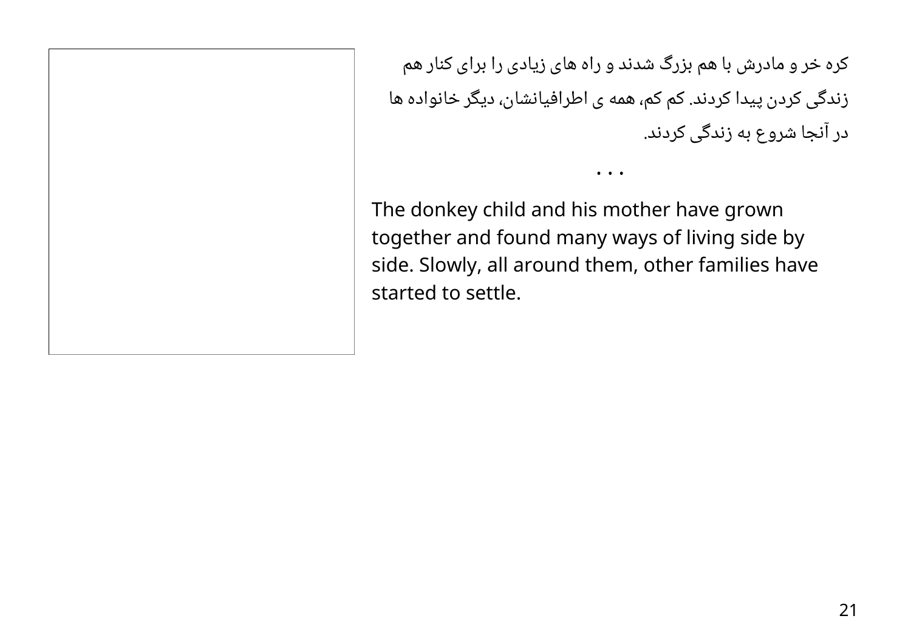کره خر و مادرش با هم بزرگ شدند و راه های زیادی را برای کنار هم زندگی کردن پیدا کردند. کم کم، همه ی اطرافیانشان، دیگر خانواده ها در آنجا شروع به زندگی کردند.

• • •

The donkey child and his mother have grown together and found many ways of living side by side. Slowly, all around them, other families have started to settle.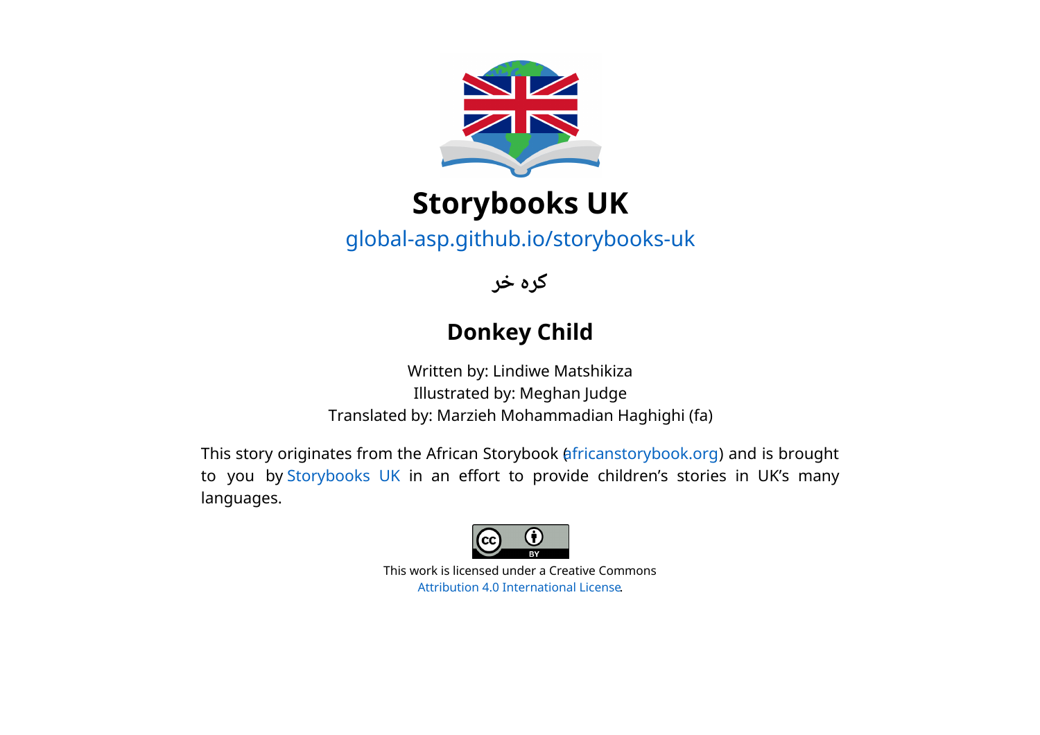# Storybooks UK

global-asp.github.io/storybooks-uk

## کره خر

## Donkey Child

Written by: Lindiwe Matshikiza
Illustrated by: Meghan Judge
Translated by: Marzieh Mohammadian Haghighi (fa)

This story originates from the African Storybook (africanstorybook.org) and is brought to you by Storybooks UK in an effort to provide children's stories in UK's many languages.

This work is licensed under a Creative Commons Attribution 4.0 International License.